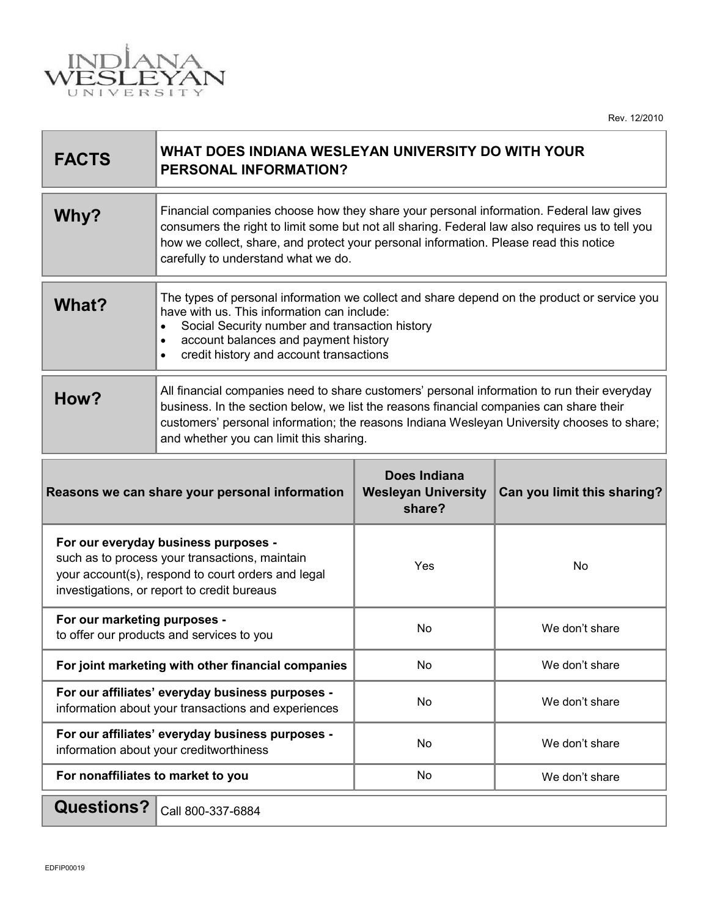INDIANA WESLEYAN UNIVERSITY

Rev. 12/2010

| **FACTS** | **WHAT DOES INDIANA WESLEYAN UNIVERSITY DO WITH YOUR PERSONAL INFORMATION?** |
|---|---|
| **Why?** | Financial companies choose how they share your personal information. Federal law gives consumers the right to limit some but not all sharing. Federal law also requires us to tell you how we collect, share, and protect your personal information. Please read this notice carefully to understand what we do. |
| **What?** | The types of personal information we collect and share depend on the product or service you have with us. This information can include:<br>• Social Security number and transaction history<br>• account balances and payment history<br>• credit history and account transactions |
| **How?** | All financial companies need to share customers' personal information to run their everyday business. In the section below, we list the reasons financial companies can share their customers' personal information; the reasons Indiana Wesleyan University chooses to share; and whether you can limit this sharing. |

| Reasons we can share your personal information | Does Indiana Wesleyan University share? | Can you limit this sharing? |
|---|---|---|
| **For our everyday business purposes -** such as to process your transactions, maintain your account(s), respond to court orders and legal investigations, or report to credit bureaus | Yes | No |
| **For our marketing purposes -** to offer our products and services to you | No | We don't share |
| **For joint marketing with other financial companies** | No | We don't share |
| **For our affiliates' everyday business purposes -** information about your transactions and experiences | No | We don't share |
| **For our affiliates' everyday business purposes -** information about your creditworthiness | No | We don't share |
| **For nonaffiliates to market to you** | No | We don't share |

| **Questions?** | Call 800-337-6884 |
|---|---|

EDFIP00019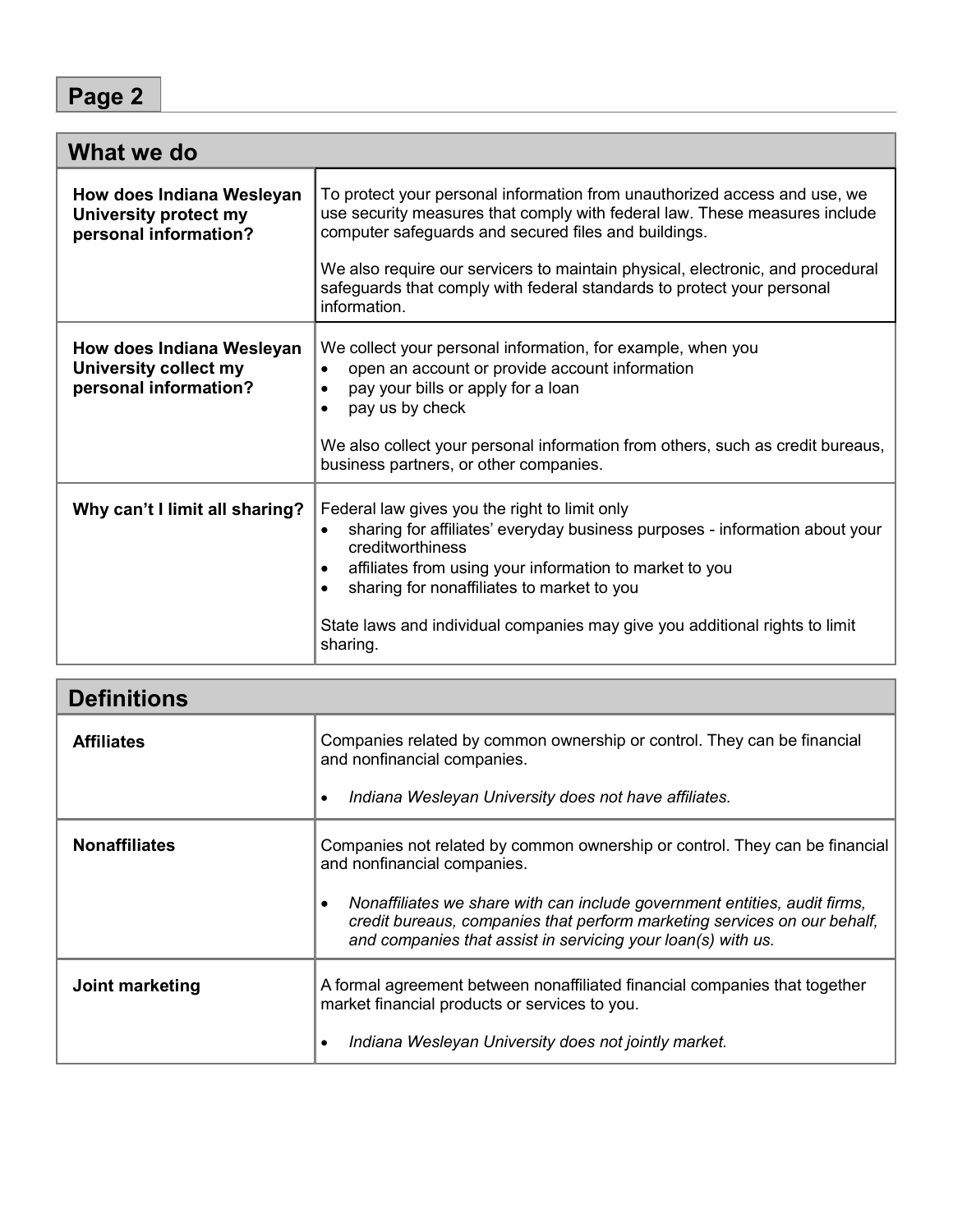## Page 2

| What we do | |
|---|---|
| **How does Indiana Wesleyan University protect my personal information?** | To protect your personal information from unauthorized access and use, we use security measures that comply with federal law. These measures include computer safeguards and secured files and buildings.<br><br>We also require our servicers to maintain physical, electronic, and procedural safeguards that comply with federal standards to protect your personal information. |
| **How does Indiana Wesleyan University collect my personal information?** | We collect your personal information, for example, when you<br>• open an account or provide account information<br>• pay your bills or apply for a loan<br>• pay us by check<br><br>We also collect your personal information from others, such as credit bureaus, business partners, or other companies. |
| **Why can't I limit all sharing?** | Federal law gives you the right to limit only<br>• sharing for affiliates' everyday business purposes - information about your creditworthiness<br>• affiliates from using your information to market to you<br>• sharing for nonaffiliates to market to you<br><br>State laws and individual companies may give you additional rights to limit sharing. |

| Definitions | |
|---|---|
| **Affiliates** | Companies related by common ownership or control. They can be financial and nonfinancial companies.<br><br>• *Indiana Wesleyan University does not have affiliates.* |
| **Nonaffiliates** | Companies not related by common ownership or control. They can be financial and nonfinancial companies.<br><br>• *Nonaffiliates we share with can include government entities, audit firms, credit bureaus, companies that perform marketing services on our behalf, and companies that assist in servicing your loan(s) with us.* |
| **Joint marketing** | A formal agreement between nonaffiliated financial companies that together market financial products or services to you.<br><br>• *Indiana Wesleyan University does not jointly market.* |